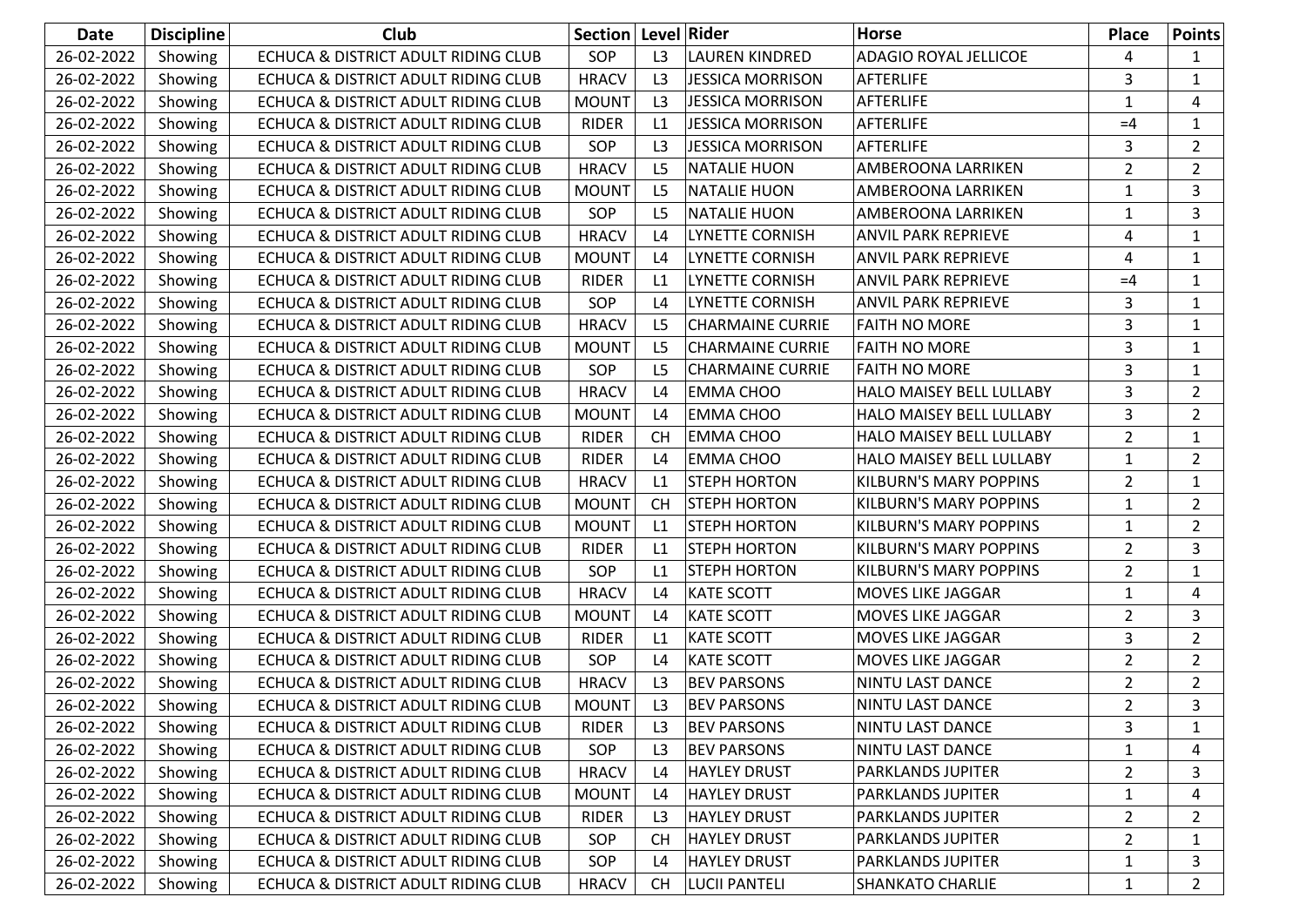| Date | Discipline | Club | Section | Level | Rider | Horse | Place | Points |
|---|---|---|---|---|---|---|---|---|
| 26-02-2022 | Showing | ECHUCA & DISTRICT ADULT RIDING CLUB | SOP | L3 | LAUREN KINDRED | ADAGIO ROYAL JELLICOE | 4 | 1 |
| 26-02-2022 | Showing | ECHUCA & DISTRICT ADULT RIDING CLUB | HRACV | L3 | JESSICA MORRISON | AFTERLIFE | 3 | 1 |
| 26-02-2022 | Showing | ECHUCA & DISTRICT ADULT RIDING CLUB | MOUNT | L3 | JESSICA MORRISON | AFTERLIFE | 1 | 4 |
| 26-02-2022 | Showing | ECHUCA & DISTRICT ADULT RIDING CLUB | RIDER | L1 | JESSICA MORRISON | AFTERLIFE | =4 | 1 |
| 26-02-2022 | Showing | ECHUCA & DISTRICT ADULT RIDING CLUB | SOP | L3 | JESSICA MORRISON | AFTERLIFE | 3 | 2 |
| 26-02-2022 | Showing | ECHUCA & DISTRICT ADULT RIDING CLUB | HRACV | L5 | NATALIE HUON | AMBEROONA LARRIKEN | 2 | 2 |
| 26-02-2022 | Showing | ECHUCA & DISTRICT ADULT RIDING CLUB | MOUNT | L5 | NATALIE HUON | AMBEROONA LARRIKEN | 1 | 3 |
| 26-02-2022 | Showing | ECHUCA & DISTRICT ADULT RIDING CLUB | SOP | L5 | NATALIE HUON | AMBEROONA LARRIKEN | 1 | 3 |
| 26-02-2022 | Showing | ECHUCA & DISTRICT ADULT RIDING CLUB | HRACV | L4 | LYNETTE CORNISH | ANVIL PARK REPRIEVE | 4 | 1 |
| 26-02-2022 | Showing | ECHUCA & DISTRICT ADULT RIDING CLUB | MOUNT | L4 | LYNETTE CORNISH | ANVIL PARK REPRIEVE | 4 | 1 |
| 26-02-2022 | Showing | ECHUCA & DISTRICT ADULT RIDING CLUB | RIDER | L1 | LYNETTE CORNISH | ANVIL PARK REPRIEVE | =4 | 1 |
| 26-02-2022 | Showing | ECHUCA & DISTRICT ADULT RIDING CLUB | SOP | L4 | LYNETTE CORNISH | ANVIL PARK REPRIEVE | 3 | 1 |
| 26-02-2022 | Showing | ECHUCA & DISTRICT ADULT RIDING CLUB | HRACV | L5 | CHARMAINE CURRIE | FAITH NO MORE | 3 | 1 |
| 26-02-2022 | Showing | ECHUCA & DISTRICT ADULT RIDING CLUB | MOUNT | L5 | CHARMAINE CURRIE | FAITH NO MORE | 3 | 1 |
| 26-02-2022 | Showing | ECHUCA & DISTRICT ADULT RIDING CLUB | SOP | L5 | CHARMAINE CURRIE | FAITH NO MORE | 3 | 1 |
| 26-02-2022 | Showing | ECHUCA & DISTRICT ADULT RIDING CLUB | HRACV | L4 | EMMA CHOO | HALO MAISEY BELL LULLABY | 3 | 2 |
| 26-02-2022 | Showing | ECHUCA & DISTRICT ADULT RIDING CLUB | MOUNT | L4 | EMMA CHOO | HALO MAISEY BELL LULLABY | 3 | 2 |
| 26-02-2022 | Showing | ECHUCA & DISTRICT ADULT RIDING CLUB | RIDER | CH | EMMA CHOO | HALO MAISEY BELL LULLABY | 2 | 1 |
| 26-02-2022 | Showing | ECHUCA & DISTRICT ADULT RIDING CLUB | RIDER | L4 | EMMA CHOO | HALO MAISEY BELL LULLABY | 1 | 2 |
| 26-02-2022 | Showing | ECHUCA & DISTRICT ADULT RIDING CLUB | HRACV | L1 | STEPH HORTON | KILBURN'S MARY POPPINS | 2 | 1 |
| 26-02-2022 | Showing | ECHUCA & DISTRICT ADULT RIDING CLUB | MOUNT | CH | STEPH HORTON | KILBURN'S MARY POPPINS | 1 | 2 |
| 26-02-2022 | Showing | ECHUCA & DISTRICT ADULT RIDING CLUB | MOUNT | L1 | STEPH HORTON | KILBURN'S MARY POPPINS | 1 | 2 |
| 26-02-2022 | Showing | ECHUCA & DISTRICT ADULT RIDING CLUB | RIDER | L1 | STEPH HORTON | KILBURN'S MARY POPPINS | 2 | 3 |
| 26-02-2022 | Showing | ECHUCA & DISTRICT ADULT RIDING CLUB | SOP | L1 | STEPH HORTON | KILBURN'S MARY POPPINS | 2 | 1 |
| 26-02-2022 | Showing | ECHUCA & DISTRICT ADULT RIDING CLUB | HRACV | L4 | KATE SCOTT | MOVES LIKE JAGGAR | 1 | 4 |
| 26-02-2022 | Showing | ECHUCA & DISTRICT ADULT RIDING CLUB | MOUNT | L4 | KATE SCOTT | MOVES LIKE JAGGAR | 2 | 3 |
| 26-02-2022 | Showing | ECHUCA & DISTRICT ADULT RIDING CLUB | RIDER | L1 | KATE SCOTT | MOVES LIKE JAGGAR | 3 | 2 |
| 26-02-2022 | Showing | ECHUCA & DISTRICT ADULT RIDING CLUB | SOP | L4 | KATE SCOTT | MOVES LIKE JAGGAR | 2 | 2 |
| 26-02-2022 | Showing | ECHUCA & DISTRICT ADULT RIDING CLUB | HRACV | L3 | BEV PARSONS | NINTU LAST DANCE | 2 | 2 |
| 26-02-2022 | Showing | ECHUCA & DISTRICT ADULT RIDING CLUB | MOUNT | L3 | BEV PARSONS | NINTU LAST DANCE | 2 | 3 |
| 26-02-2022 | Showing | ECHUCA & DISTRICT ADULT RIDING CLUB | RIDER | L3 | BEV PARSONS | NINTU LAST DANCE | 3 | 1 |
| 26-02-2022 | Showing | ECHUCA & DISTRICT ADULT RIDING CLUB | SOP | L3 | BEV PARSONS | NINTU LAST DANCE | 1 | 4 |
| 26-02-2022 | Showing | ECHUCA & DISTRICT ADULT RIDING CLUB | HRACV | L4 | HAYLEY DRUST | PARKLANDS JUPITER | 2 | 3 |
| 26-02-2022 | Showing | ECHUCA & DISTRICT ADULT RIDING CLUB | MOUNT | L4 | HAYLEY DRUST | PARKLANDS JUPITER | 1 | 4 |
| 26-02-2022 | Showing | ECHUCA & DISTRICT ADULT RIDING CLUB | RIDER | L3 | HAYLEY DRUST | PARKLANDS JUPITER | 2 | 2 |
| 26-02-2022 | Showing | ECHUCA & DISTRICT ADULT RIDING CLUB | SOP | CH | HAYLEY DRUST | PARKLANDS JUPITER | 2 | 1 |
| 26-02-2022 | Showing | ECHUCA & DISTRICT ADULT RIDING CLUB | SOP | L4 | HAYLEY DRUST | PARKLANDS JUPITER | 1 | 3 |
| 26-02-2022 | Showing | ECHUCA & DISTRICT ADULT RIDING CLUB | HRACV | CH | LUCII PANTELI | SHANKATO CHARLIE | 1 | 2 |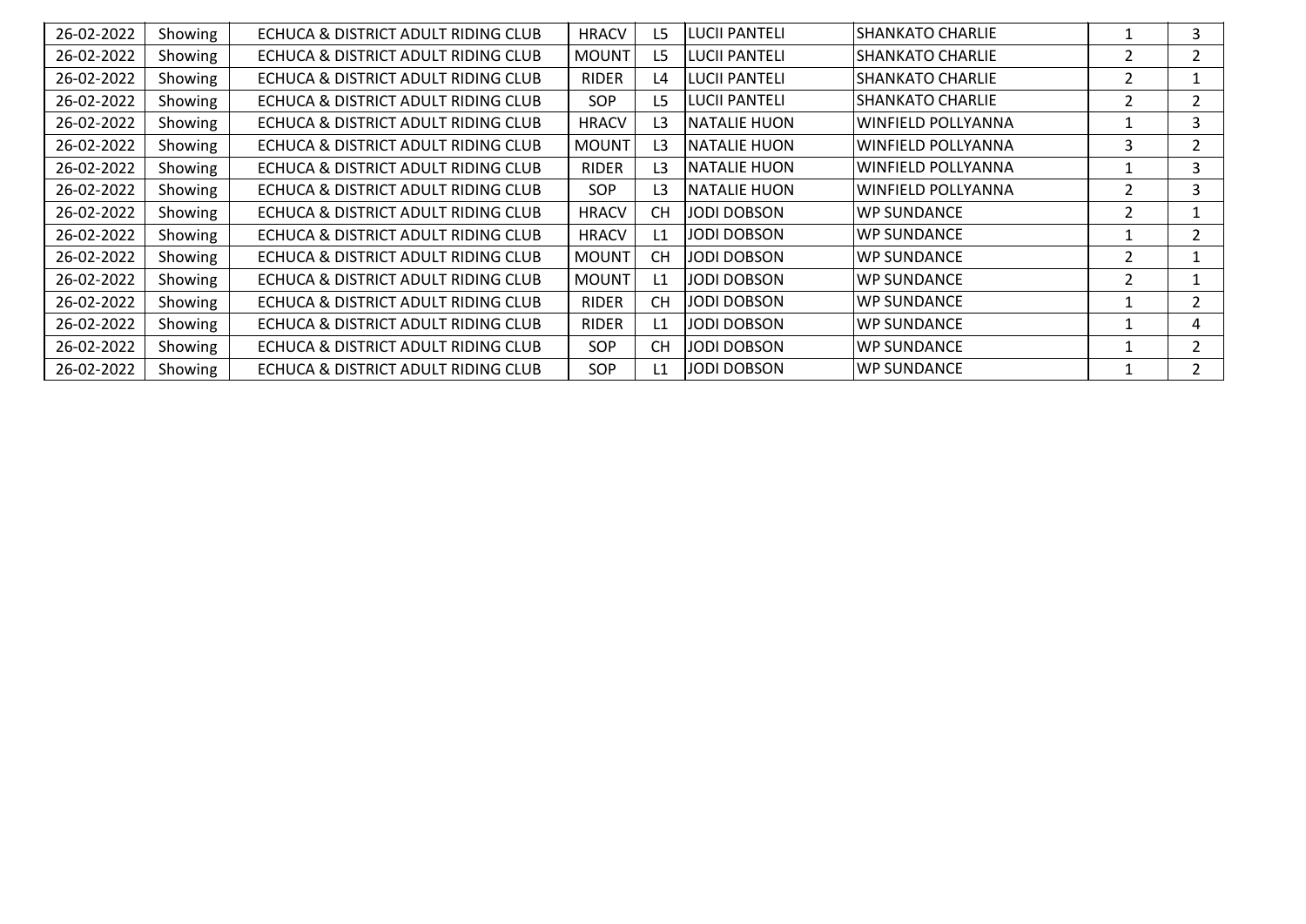| | | | | | | | | |
|---|---|---|---|---|---|---|---|---|
| 26-02-2022 | Showing | ECHUCA & DISTRICT ADULT RIDING CLUB | HRACV | L5 | LUCII PANTELI | SHANKATO CHARLIE | 1 | 3 |
| 26-02-2022 | Showing | ECHUCA & DISTRICT ADULT RIDING CLUB | MOUNT | L5 | LUCII PANTELI | SHANKATO CHARLIE | 2 | 2 |
| 26-02-2022 | Showing | ECHUCA & DISTRICT ADULT RIDING CLUB | RIDER | L4 | LUCII PANTELI | SHANKATO CHARLIE | 2 | 1 |
| 26-02-2022 | Showing | ECHUCA & DISTRICT ADULT RIDING CLUB | SOP | L5 | LUCII PANTELI | SHANKATO CHARLIE | 2 | 2 |
| 26-02-2022 | Showing | ECHUCA & DISTRICT ADULT RIDING CLUB | HRACV | L3 | NATALIE HUON | WINFIELD POLLYANNA | 1 | 3 |
| 26-02-2022 | Showing | ECHUCA & DISTRICT ADULT RIDING CLUB | MOUNT | L3 | NATALIE HUON | WINFIELD POLLYANNA | 3 | 2 |
| 26-02-2022 | Showing | ECHUCA & DISTRICT ADULT RIDING CLUB | RIDER | L3 | NATALIE HUON | WINFIELD POLLYANNA | 1 | 3 |
| 26-02-2022 | Showing | ECHUCA & DISTRICT ADULT RIDING CLUB | SOP | L3 | NATALIE HUON | WINFIELD POLLYANNA | 2 | 3 |
| 26-02-2022 | Showing | ECHUCA & DISTRICT ADULT RIDING CLUB | HRACV | CH | JODI DOBSON | WP SUNDANCE | 2 | 1 |
| 26-02-2022 | Showing | ECHUCA & DISTRICT ADULT RIDING CLUB | HRACV | L1 | JODI DOBSON | WP SUNDANCE | 1 | 2 |
| 26-02-2022 | Showing | ECHUCA & DISTRICT ADULT RIDING CLUB | MOUNT | CH | JODI DOBSON | WP SUNDANCE | 2 | 1 |
| 26-02-2022 | Showing | ECHUCA & DISTRICT ADULT RIDING CLUB | MOUNT | L1 | JODI DOBSON | WP SUNDANCE | 2 | 1 |
| 26-02-2022 | Showing | ECHUCA & DISTRICT ADULT RIDING CLUB | RIDER | CH | JODI DOBSON | WP SUNDANCE | 1 | 2 |
| 26-02-2022 | Showing | ECHUCA & DISTRICT ADULT RIDING CLUB | RIDER | L1 | JODI DOBSON | WP SUNDANCE | 1 | 4 |
| 26-02-2022 | Showing | ECHUCA & DISTRICT ADULT RIDING CLUB | SOP | CH | JODI DOBSON | WP SUNDANCE | 1 | 2 |
| 26-02-2022 | Showing | ECHUCA & DISTRICT ADULT RIDING CLUB | SOP | L1 | JODI DOBSON | WP SUNDANCE | 1 | 2 |